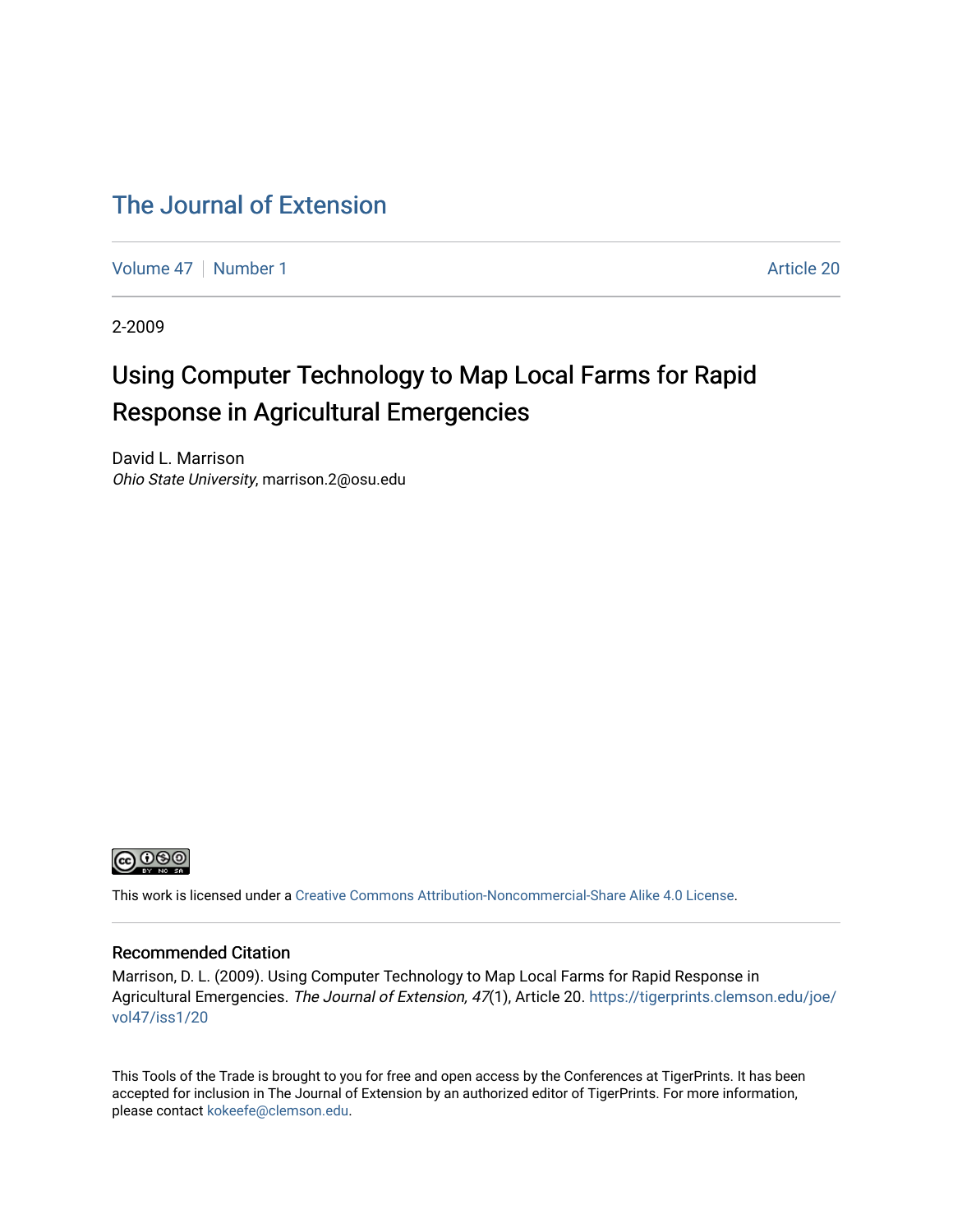# The Journal of Extension

Volume 47 | Number 1 | Article 20

2-2009

## Using Computer Technology to Map Local Farms for Rapid Response in Agricultural Emergencies

David L. Marrison
*Ohio State University*, marrison.2@osu.edu

This work is licensed under a Creative Commons Attribution-Noncommercial-Share Alike 4.0 License.

### Recommended Citation

Marrison, D. L. (2009). Using Computer Technology to Map Local Farms for Rapid Response in Agricultural Emergencies. *The Journal of Extension, 47*(1), Article 20. https://tigerprints.clemson.edu/joe/vol47/iss1/20

This Tools of the Trade is brought to you for free and open access by the Conferences at TigerPrints. It has been accepted for inclusion in The Journal of Extension by an authorized editor of TigerPrints. For more information, please contact kokeefe@clemson.edu.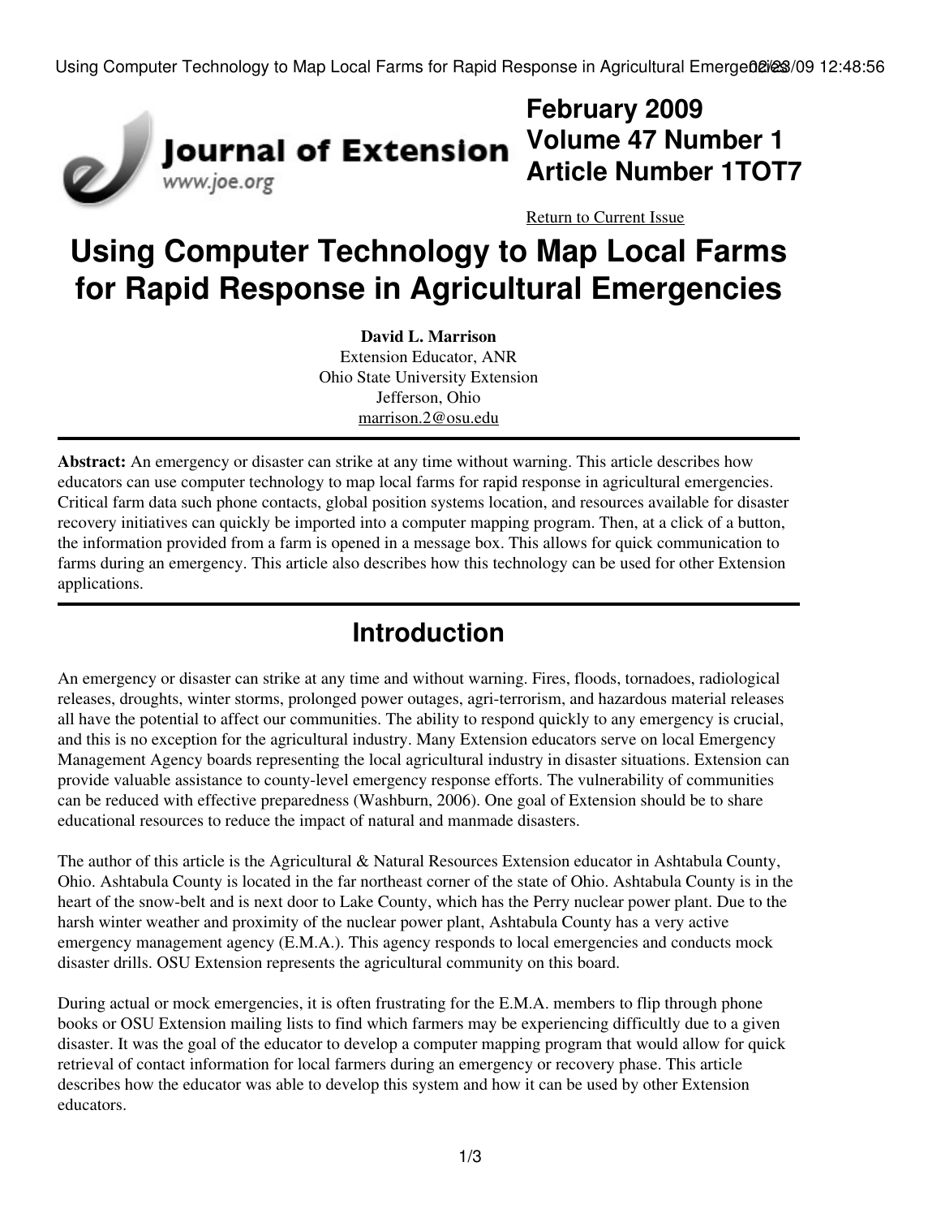# February 2009
# Volume 47 Number 1
# Article Number 1TOT7

Return to Current Issue

# Using Computer Technology to Map Local Farms for Rapid Response in Agricultural Emergencies

**David L. Marrison**
Extension Educator, ANR
Ohio State University Extension
Jefferson, Ohio
marrison.2@osu.edu

**Abstract:** An emergency or disaster can strike at any time without warning. This article describes how educators can use computer technology to map local farms for rapid response in agricultural emergencies. Critical farm data such phone contacts, global position systems location, and resources available for disaster recovery initiatives can quickly be imported into a computer mapping program. Then, at a click of a button, the information provided from a farm is opened in a message box. This allows for quick communication to farms during an emergency. This article also describes how this technology can be used for other Extension applications.

## Introduction

An emergency or disaster can strike at any time and without warning. Fires, floods, tornadoes, radiological releases, droughts, winter storms, prolonged power outages, agri-terrorism, and hazardous material releases all have the potential to affect our communities. The ability to respond quickly to any emergency is crucial, and this is no exception for the agricultural industry. Many Extension educators serve on local Emergency Management Agency boards representing the local agricultural industry in disaster situations. Extension can provide valuable assistance to county-level emergency response efforts. The vulnerability of communities can be reduced with effective preparedness (Washburn, 2006). One goal of Extension should be to share educational resources to reduce the impact of natural and manmade disasters.

The author of this article is the Agricultural & Natural Resources Extension educator in Ashtabula County, Ohio. Ashtabula County is located in the far northeast corner of the state of Ohio. Ashtabula County is in the heart of the snow-belt and is next door to Lake County, which has the Perry nuclear power plant. Due to the harsh winter weather and proximity of the nuclear power plant, Ashtabula County has a very active emergency management agency (E.M.A.). This agency responds to local emergencies and conducts mock disaster drills. OSU Extension represents the agricultural community on this board.

During actual or mock emergencies, it is often frustrating for the E.M.A. members to flip through phone books or OSU Extension mailing lists to find which farmers may be experiencing difficultly due to a given disaster. It was the goal of the educator to develop a computer mapping program that would allow for quick retrieval of contact information for local farmers during an emergency or recovery phase. This article describes how the educator was able to develop this system and how it can be used by other Extension educators.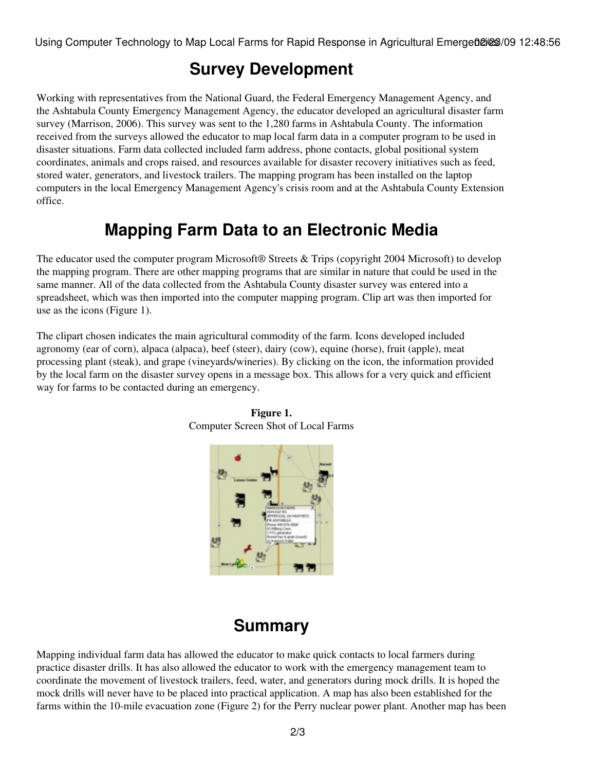## Survey Development

Working with representatives from the National Guard, the Federal Emergency Management Agency, and the Ashtabula County Emergency Management Agency, the educator developed an agricultural disaster farm survey (Marrison, 2006). This survey was sent to the 1,280 farms in Ashtabula County. The information received from the surveys allowed the educator to map local farm data in a computer program to be used in disaster situations. Farm data collected included farm address, phone contacts, global positional system coordinates, animals and crops raised, and resources available for disaster recovery initiatives such as feed, stored water, generators, and livestock trailers. The mapping program has been installed on the laptop computers in the local Emergency Management Agency's crisis room and at the Ashtabula County Extension office.

## Mapping Farm Data to an Electronic Media

The educator used the computer program Microsoft® Streets & Trips (copyright 2004 Microsoft) to develop the mapping program. There are other mapping programs that are similar in nature that could be used in the same manner. All of the data collected from the Ashtabula County disaster survey was entered into a spreadsheet, which was then imported into the computer mapping program. Clip art was then imported for use as the icons (Figure 1).

The clipart chosen indicates the main agricultural commodity of the farm. Icons developed included agronomy (ear of corn), alpaca (alpaca), beef (steer), dairy (cow), equine (horse), fruit (apple), meat processing plant (steak), and grape (vineyards/wineries). By clicking on the icon, the information provided by the local farm on the disaster survey opens in a message box. This allows for a very quick and efficient way for farms to be contacted during an emergency.

**Figure 1.**
Computer Screen Shot of Local Farms

## Summary

Mapping individual farm data has allowed the educator to make quick contacts to local farmers during practice disaster drills. It has also allowed the educator to work with the emergency management team to coordinate the movement of livestock trailers, feed, water, and generators during mock drills. It is hoped the mock drills will never have to be placed into practical application. A map has also been established for the farms within the 10-mile evacuation zone (Figure 2) for the Perry nuclear power plant. Another map has been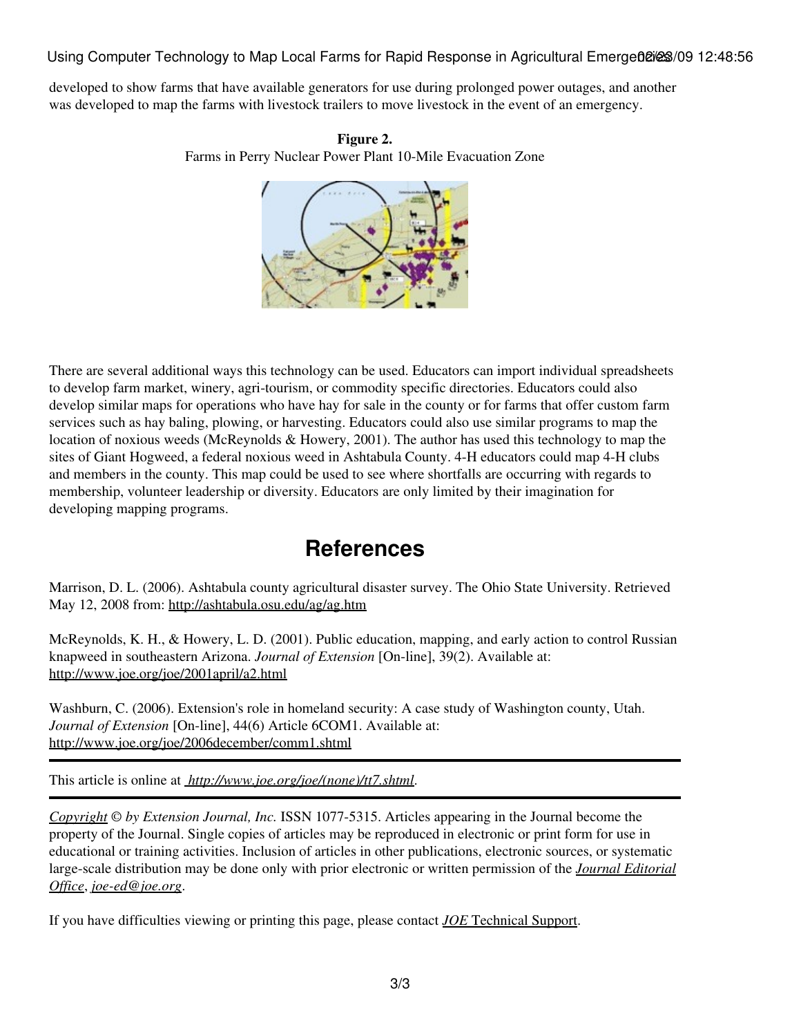developed to show farms that have available generators for use during prolonged power outages, and another was developed to map the farms with livestock trailers to move livestock in the event of an emergency.

**Figure 2.**
Farms in Perry Nuclear Power Plant 10-Mile Evacuation Zone

There are several additional ways this technology can be used. Educators can import individual spreadsheets to develop farm market, winery, agri-tourism, or commodity specific directories. Educators could also develop similar maps for operations who have hay for sale in the county or for farms that offer custom farm services such as hay baling, plowing, or harvesting. Educators could also use similar programs to map the location of noxious weeds (McReynolds & Howery, 2001). The author has used this technology to map the sites of Giant Hogweed, a federal noxious weed in Ashtabula County. 4-H educators could map 4-H clubs and members in the county. This map could be used to see where shortfalls are occurring with regards to membership, volunteer leadership or diversity. Educators are only limited by their imagination for developing mapping programs.

## References

Marrison, D. L. (2006). Ashtabula county agricultural disaster survey. The Ohio State University. Retrieved May 12, 2008 from: http://ashtabula.osu.edu/ag/ag.htm

McReynolds, K. H., & Howery, L. D. (2001). Public education, mapping, and early action to control Russian knapweed in southeastern Arizona. *Journal of Extension* [On-line], 39(2). Available at: http://www.joe.org/joe/2001april/a2.html

Washburn, C. (2006). Extension's role in homeland security: A case study of Washington county, Utah. *Journal of Extension* [On-line], 44(6) Article 6COM1. Available at: http://www.joe.org/joe/2006december/comm1.shtml

---

This article is online at *http://www.joe.org/joe/(none)/tt7.shtml*.

---

*Copyright* © *by Extension Journal, Inc.* ISSN 1077-5315. Articles appearing in the Journal become the property of the Journal. Single copies of articles may be reproduced in electronic or print form for use in educational or training activities. Inclusion of articles in other publications, electronic sources, or systematic large-scale distribution may be done only with prior electronic or written permission of the *Journal Editorial Office*, *joe-ed@joe.org*.

If you have difficulties viewing or printing this page, please contact *JOE* Technical Support.